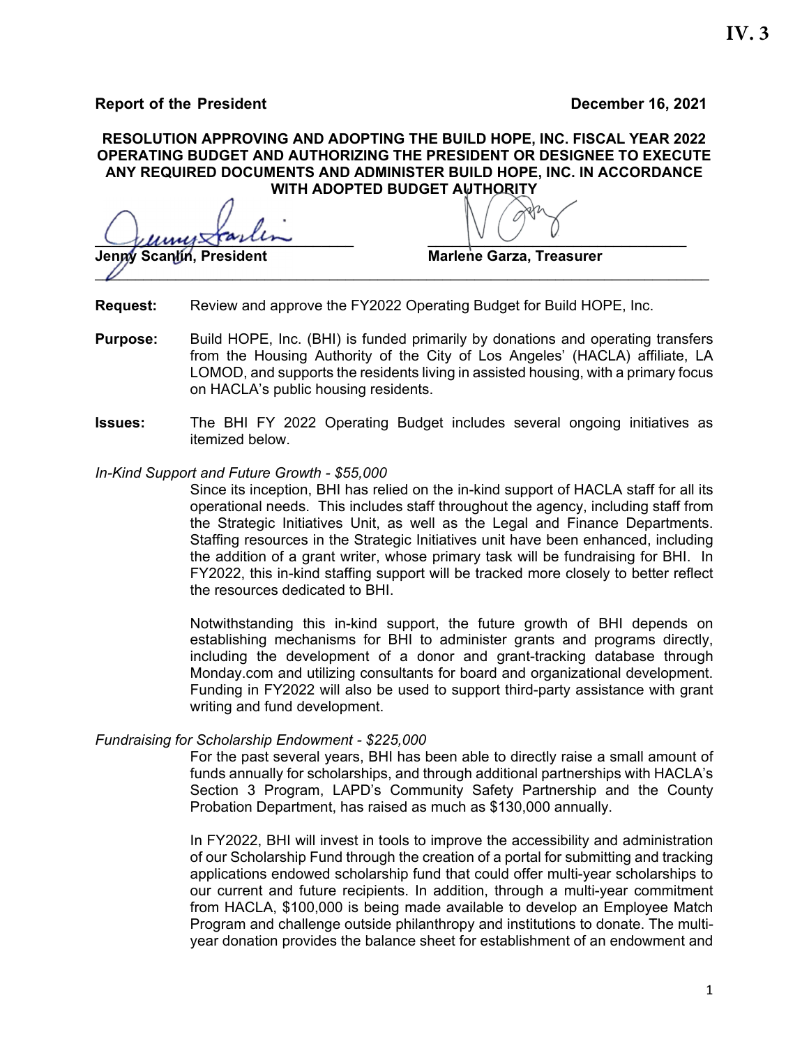**IV. 3**

**Report of the President** **December 16, 2021**

**RESOLUTION APPROVING AND ADOPTING THE BUILD HOPE, INC. FISCAL YEAR 2022 OPERATING BUDGET AND AUTHORIZING THE PRESIDENT OR DESIGNEE TO EXECUTE ANY REQUIRED DOCUMENTS AND ADMINISTER BUILD HOPE, INC. IN ACCORDANCE WITH ADOPTED BUDGET AUTHORITY**

**Jenny Scanlin, President** **Marlene Garza, Treasurer**

**Request:** Review and approve the FY2022 Operating Budget for Build HOPE, Inc.

**Purpose:** Build HOPE, Inc. (BHI) is funded primarily by donations and operating transfers from the Housing Authority of the City of Los Angeles' (HACLA) affiliate, LA LOMOD, and supports the residents living in assisted housing, with a primary focus on HACLA's public housing residents.

**Issues:** The BHI FY 2022 Operating Budget includes several ongoing initiatives as itemized below.

*In-Kind Support and Future Growth - $55,000*

Since its inception, BHI has relied on the in-kind support of HACLA staff for all its operational needs. This includes staff throughout the agency, including staff from the Strategic Initiatives Unit, as well as the Legal and Finance Departments. Staffing resources in the Strategic Initiatives unit have been enhanced, including the addition of a grant writer, whose primary task will be fundraising for BHI. In FY2022, this in-kind staffing support will be tracked more closely to better reflect the resources dedicated to BHI.

Notwithstanding this in-kind support, the future growth of BHI depends on establishing mechanisms for BHI to administer grants and programs directly, including the development of a donor and grant-tracking database through Monday.com and utilizing consultants for board and organizational development. Funding in FY2022 will also be used to support third-party assistance with grant writing and fund development.

*Fundraising for Scholarship Endowment - $225,000*

For the past several years, BHI has been able to directly raise a small amount of funds annually for scholarships, and through additional partnerships with HACLA's Section 3 Program, LAPD's Community Safety Partnership and the County Probation Department, has raised as much as $130,000 annually.

In FY2022, BHI will invest in tools to improve the accessibility and administration of our Scholarship Fund through the creation of a portal for submitting and tracking applications endowed scholarship fund that could offer multi-year scholarships to our current and future recipients. In addition, through a multi-year commitment from HACLA, $100,000 is being made available to develop an Employee Match Program and challenge outside philanthropy and institutions to donate. The multi-year donation provides the balance sheet for establishment of an endowment and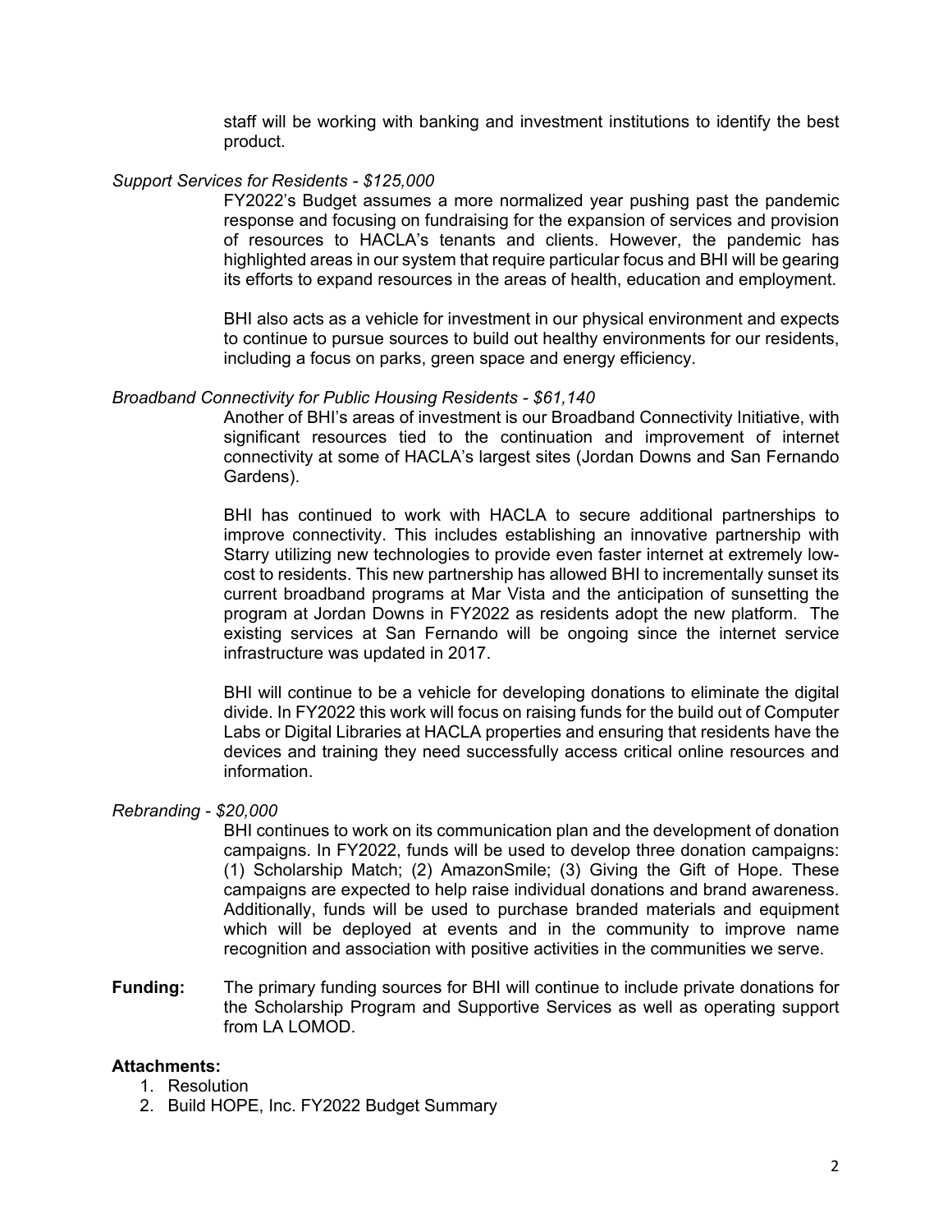staff will be working with banking and investment institutions to identify the best product.

*Support Services for Residents - $125,000*

FY2022's Budget assumes a more normalized year pushing past the pandemic response and focusing on fundraising for the expansion of services and provision of resources to HACLA's tenants and clients. However, the pandemic has highlighted areas in our system that require particular focus and BHI will be gearing its efforts to expand resources in the areas of health, education and employment.

BHI also acts as a vehicle for investment in our physical environment and expects to continue to pursue sources to build out healthy environments for our residents, including a focus on parks, green space and energy efficiency.

*Broadband Connectivity for Public Housing Residents - $61,140*

Another of BHI's areas of investment is our Broadband Connectivity Initiative, with significant resources tied to the continuation and improvement of internet connectivity at some of HACLA's largest sites (Jordan Downs and San Fernando Gardens).

BHI has continued to work with HACLA to secure additional partnerships to improve connectivity. This includes establishing an innovative partnership with Starry utilizing new technologies to provide even faster internet at extremely low-cost to residents. This new partnership has allowed BHI to incrementally sunset its current broadband programs at Mar Vista and the anticipation of sunsetting the program at Jordan Downs in FY2022 as residents adopt the new platform. The existing services at San Fernando will be ongoing since the internet service infrastructure was updated in 2017.

BHI will continue to be a vehicle for developing donations to eliminate the digital divide. In FY2022 this work will focus on raising funds for the build out of Computer Labs or Digital Libraries at HACLA properties and ensuring that residents have the devices and training they need successfully access critical online resources and information.

*Rebranding - $20,000*

BHI continues to work on its communication plan and the development of donation campaigns. In FY2022, funds will be used to develop three donation campaigns: (1) Scholarship Match; (2) AmazonSmile; (3) Giving the Gift of Hope. These campaigns are expected to help raise individual donations and brand awareness. Additionally, funds will be used to purchase branded materials and equipment which will be deployed at events and in the community to improve name recognition and association with positive activities in the communities we serve.

**Funding:** The primary funding sources for BHI will continue to include private donations for the Scholarship Program and Supportive Services as well as operating support from LA LOMOD.

**Attachments:**

1. Resolution
2. Build HOPE, Inc. FY2022 Budget Summary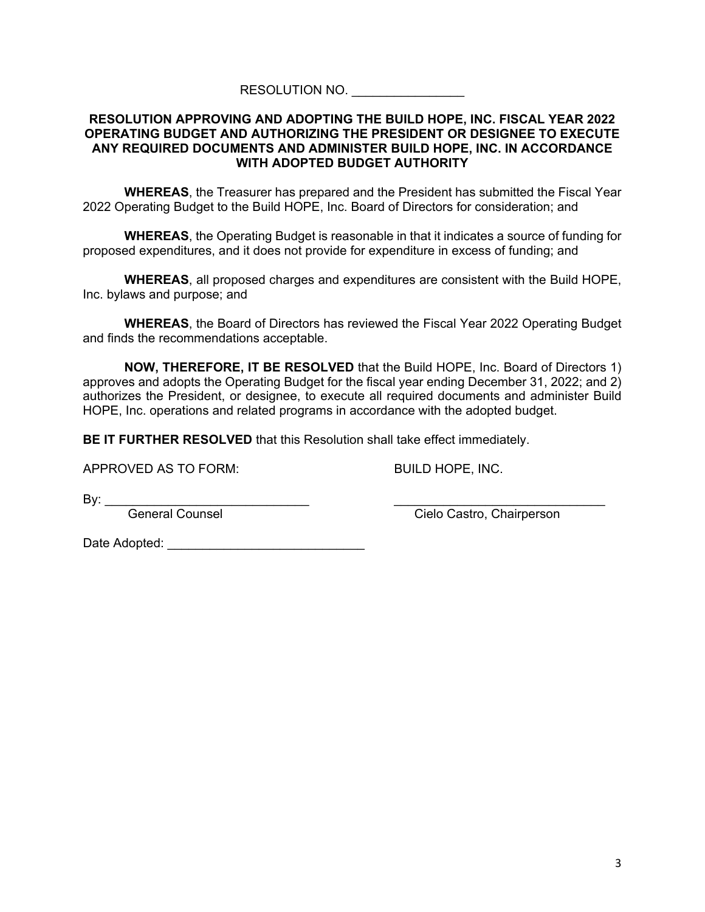RESOLUTION NO. ________________

**RESOLUTION APPROVING AND ADOPTING THE BUILD HOPE, INC. FISCAL YEAR 2022 OPERATING BUDGET AND AUTHORIZING THE PRESIDENT OR DESIGNEE TO EXECUTE ANY REQUIRED DOCUMENTS AND ADMINISTER BUILD HOPE, INC. IN ACCORDANCE WITH ADOPTED BUDGET AUTHORITY**

**WHEREAS**, the Treasurer has prepared and the President has submitted the Fiscal Year 2022 Operating Budget to the Build HOPE, Inc. Board of Directors for consideration; and

**WHEREAS**, the Operating Budget is reasonable in that it indicates a source of funding for proposed expenditures, and it does not provide for expenditure in excess of funding; and

**WHEREAS**, all proposed charges and expenditures are consistent with the Build HOPE, Inc. bylaws and purpose; and

**WHEREAS**, the Board of Directors has reviewed the Fiscal Year 2022 Operating Budget and finds the recommendations acceptable.

**NOW, THEREFORE, IT BE RESOLVED** that the Build HOPE, Inc. Board of Directors 1) approves and adopts the Operating Budget for the fiscal year ending December 31, 2022; and 2) authorizes the President, or designee, to execute all required documents and administer Build HOPE, Inc. operations and related programs in accordance with the adopted budget.

**BE IT FURTHER RESOLVED** that this Resolution shall take effect immediately.

APPROVED AS TO FORM: BUILD HOPE, INC.

By: ______________________________ General Counsel

______________________________ Cielo Castro, Chairperson

Date Adopted: ____________________________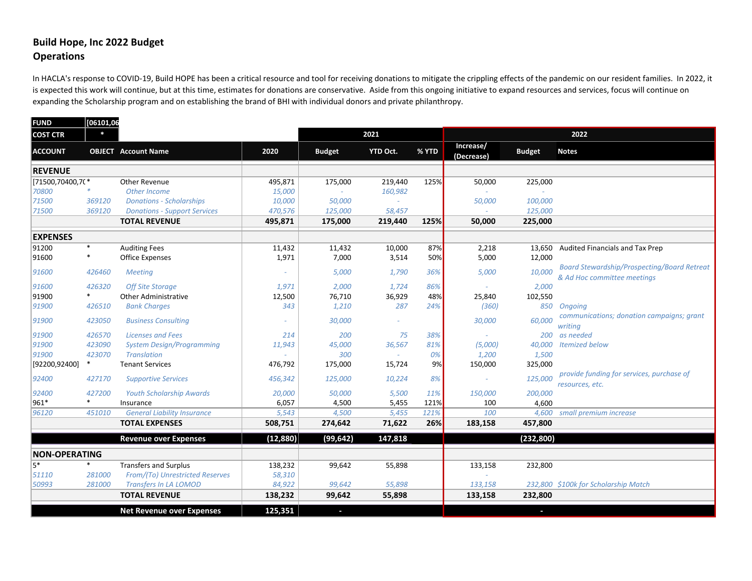# Build Hope, Inc 2022 Budget
## Operations

In HACLA's response to COVID-19, Build HOPE has been a critical resource and tool for receiving donations to mitigate the crippling effects of the pandemic on our resident families. In 2022, it is expected this work will continue, but at this time, estimates for donations are conservative. Aside from this ongoing initiative to expand resources and services, focus will continue on expanding the Scholarship program and on establishing the brand of BHI with individual donors and private philanthropy.

| FUND | [06101,06 | | | | | | | | |
|---|---|---|---|---|---|---|---|---|---|
| COST CTR | * | | | 2021 | | | 2022 | | |
| ACCOUNT | OBJECT | Account Name | 2020 | Budget | YTD Oct. | % YTD | Increase/ (Decrease) | Budget | Notes |
| **REVENUE** | | | | | | | | | |
| [71500,70400,70 | * | Other Revenue | 495,871 | 175,000 | 219,440 | 125% | 50,000 | 225,000 | |
| *70800* | * | *Other Income* | *15,000* | *-* | *160,982* | | *-* | *-* | |
| *71500* | *369120* | *Donations - Scholarships* | *10,000* | *50,000* | *-* | | *50,000* | *100,000* | |
| *71500* | *369120* | *Donations - Support Services* | *470,576* | *125,000* | *58,457* | | *-* | *125,000* | |
| | | **TOTAL REVENUE** | **495,871** | **175,000** | **219,440** | **125%** | **50,000** | **225,000** | |
| **EXPENSES** | | | | | | | | | |
| 91200 | * | Auditing Fees | 11,432 | 11,432 | 10,000 | 87% | 2,218 | 13,650 | Audited Financials and Tax Prep |
| 91600 | * | Office Expenses | 1,971 | 7,000 | 3,514 | 50% | 5,000 | 12,000 | |
| *91600* | *426460* | *Meeting* | *-* | *5,000* | *1,790* | *36%* | *5,000* | *10,000* | *Board Stewardship/Prospecting/Board Retreat & Ad Hoc committee meetings* |
| *91600* | *426320* | *Off Site Storage* | *1,971* | *2,000* | *1,724* | *86%* | *-* | *2,000* | |
| 91900 | * | Other Administrative | 12,500 | 76,710 | 36,929 | 48% | 25,840 | 102,550 | |
| *91900* | *426510* | *Bank Charges* | *343* | *1,210* | *287* | *24%* | *(360)* | *850* | *Ongoing* |
| *91900* | *423050* | *Business Consulting* | *-* | *30,000* | *-* | | *30,000* | *60,000* | *communications; donation campaigns; grant writing* |
| *91900* | *426570* | *Licenses and Fees* | *214* | *200* | *75* | *38%* | *-* | *200* | *as needed* |
| *91900* | *423090* | *System Design/Programming* | *11,943* | *45,000* | *36,567* | *81%* | *(5,000)* | *40,000* | *Itemized below* |
| *91900* | *423070* | *Translation* | *-* | *300* | *-* | *0%* | *1,200* | *1,500* | |
| [92200,92400] | * | Tenant Services | 476,792 | 175,000 | 15,724 | 9% | 150,000 | 325,000 | |
| *92400* | *427170* | *Supportive Services* | *456,342* | *125,000* | *10,224* | *8%* | *-* | *125,000* | *provide funding for services, purchase of resources, etc.* |
| *92400* | *427200* | *Youth Scholarship Awards* | *20,000* | *50,000* | *5,500* | *11%* | *150,000* | *200,000* | |
| 961* | * | Insurance | 6,057 | 4,500 | 5,455 | 121% | 100 | 4,600 | |
| *96120* | *451010* | *General Liability Insurance* | *5,543* | *4,500* | *5,455* | *121%* | *100* | *4,600* | *small premium increase* |
| | | **TOTAL EXPENSES** | **508,751** | **274,642** | **71,622** | **26%** | **183,158** | **457,800** | |
| | | **Revenue over Expenses** | **(12,880)** | **(99,642)** | **147,818** | | | **(232,800)** | |
| **NON-OPERATING** | | | | | | | | | |
| 5* | * | Transfers and Surplus | 138,232 | 99,642 | 55,898 | | 133,158 | 232,800 | |
| *51110* | *281000* | *From/(To) Unrestricted Reserves* | *58,310* | | | | *-* | | |
| *50993* | *281000* | *Transfers In LA LOMOD* | *84,922* | *99,642* | *55,898* | | *133,158* | *232,800* | *$100k for Scholarship Match* |
| | | **TOTAL REVENUE** | **138,232** | **99,642** | **55,898** | | **133,158** | **232,800** | |
| | | **Net Revenue over Expenses** | **125,351** | **-** | | | | **-** | |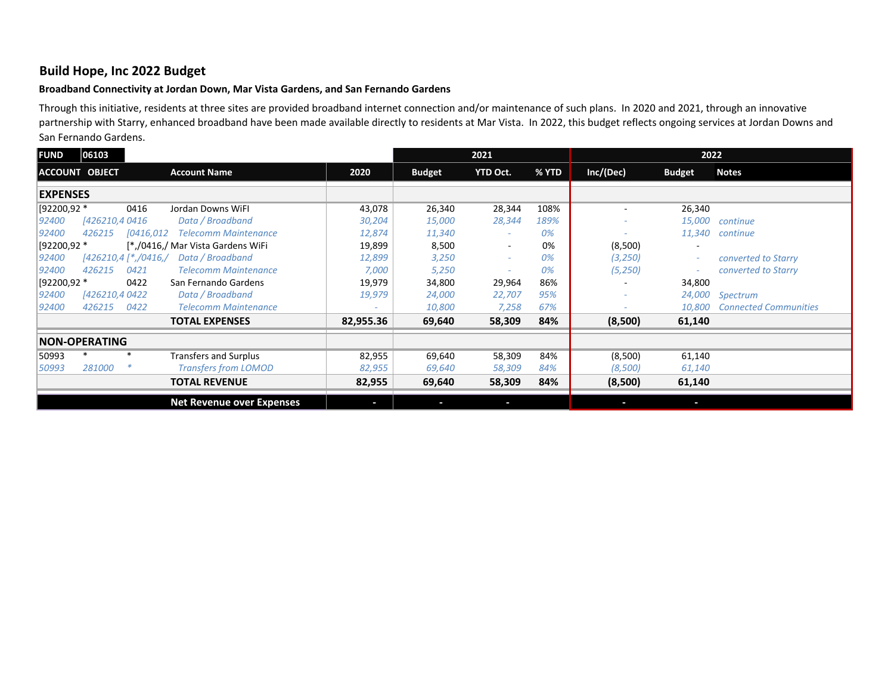## Build Hope, Inc 2022 Budget

**Broadband Connectivity at Jordan Down, Mar Vista Gardens, and San Fernando Gardens**

Through this initiative, residents at three sites are provided broadband internet connection and/or maintenance of such plans. In 2020 and 2021, through an innovative partnership with Starry, enhanced broadband have been made available directly to residents at Mar Vista. In 2022, this budget reflects ongoing services at Jordan Downs and San Fernando Gardens.

| FUND | 06103 | | | | 2021 | | | 2022 | | |
|---|---|---|---|---|---|---|---|---|---|---|
| ACCOUNT | OBJECT | | Account Name | 2020 | Budget | YTD Oct. | % YTD | Inc/(Dec) | Budget | Notes |
| **EXPENSES** | | | | | | | | | | |
| [92200,92 | * | 0416 | Jordan Downs WiFI | 43,078 | 26,340 | 28,344 | 108% | - | 26,340 | |
| *92400* | *[426210,4* | *0416* | *Data / Broadband* | *30,204* | *15,000* | *28,344* | *189%* | - | *15,000* | *continue* |
| *92400* | *426215* | *[0416,012* | *Telecomm Maintenance* | *12,874* | *11,340* | - | *0%* | - | *11,340* | *continue* |
| [92200,92 | * | [*,/0416,/ | Mar Vista Gardens WiFi | 19,899 | 8,500 | - | 0% | (8,500) | - | |
| *92400* | *[426210,4* | *[*,/0416,/* | *Data / Broadband* | *12,899* | *3,250* | - | *0%* | *(3,250)* | - | *converted to Starry* |
| *92400* | *426215* | *0421* | *Telecomm Maintenance* | *7,000* | *5,250* | - | *0%* | *(5,250)* | - | *converted to Starry* |
| [92200,92 | * | 0422 | San Fernando Gardens | 19,979 | 34,800 | 29,964 | 86% | - | 34,800 | |
| *92400* | *[426210,4* | *0422* | *Data / Broadband* | *19,979* | *24,000* | *22,707* | *95%* | - | *24,000* | *Spectrum* |
| *92400* | *426215* | *0422* | *Telecomm Maintenance* | - | *10,800* | *7,258* | *67%* | - | *10,800* | *Connected Communities* |
| | | | **TOTAL EXPENSES** | **82,955.36** | **69,640** | **58,309** | **84%** | **(8,500)** | **61,140** | |
| **NON-OPERATING** | | | | | | | | | | |
| 50993 | * | * | Transfers and Surplus | 82,955 | 69,640 | 58,309 | 84% | (8,500) | 61,140 | |
| *50993* | *281000* | * | *Transfers from LOMOD* | *82,955* | *69,640* | *58,309* | *84%* | *(8,500)* | *61,140* | |
| | | | **TOTAL REVENUE** | **82,955** | **69,640** | **58,309** | **84%** | **(8,500)** | **61,140** | |
| | | | **Net Revenue over Expenses** | - | - | - | | - | - | |